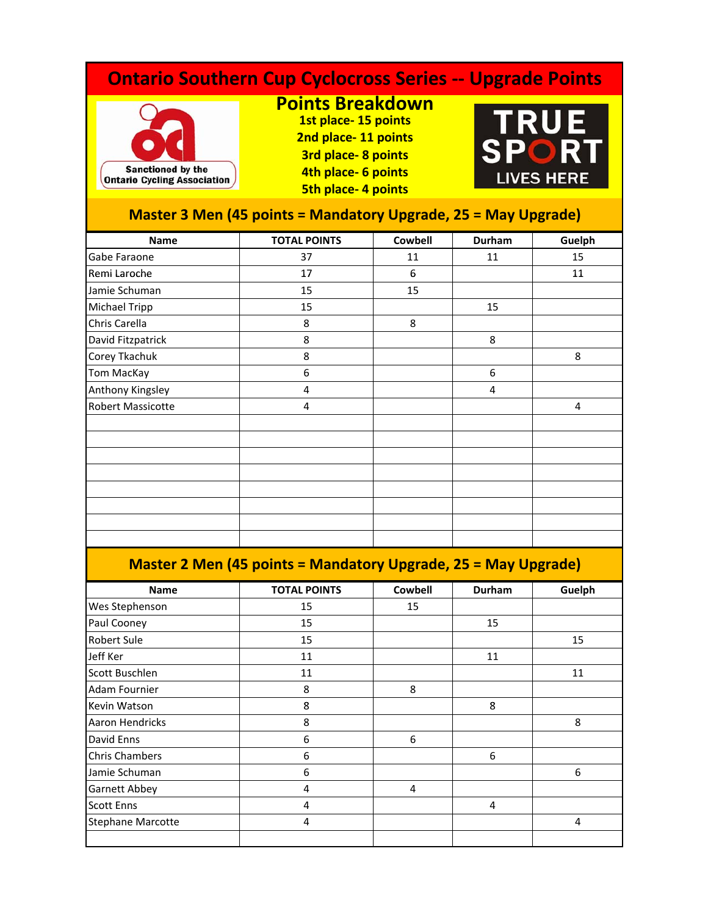# Ontario Southern Cup Cyclocross Series -- Upgrade Points

Sanctioned by the Ontario Cycling Association

## Points Breakdown

**1st place- 15 points**
**2nd place- 11 points**
**3rd place- 8 points**
**4th place- 6 points**
**5th place- 4 points**

TRUE SPORT LIVES HERE

## Master 3 Men (45 points = Mandatory Upgrade, 25 = May Upgrade)

| Name | TOTAL POINTS | Cowbell | Durham | Guelph |
|---|---|---|---|---|
| Gabe Faraone | 37 | 11 | 11 | 15 |
| Remi Laroche | 17 | 6 | | 11 |
| Jamie Schuman | 15 | 15 | | |
| Michael Tripp | 15 | | 15 | |
| Chris Carella | 8 | 8 | | |
| David Fitzpatrick | 8 | | 8 | |
| Corey Tkachuk | 8 | | | 8 |
| Tom MacKay | 6 | | 6 | |
| Anthony Kingsley | 4 | | 4 | |
| Robert Massicotte | 4 | | | 4 |

## Master 2 Men (45 points = Mandatory Upgrade, 25 = May Upgrade)

| Name | TOTAL POINTS | Cowbell | Durham | Guelph |
|---|---|---|---|---|
| Wes Stephenson | 15 | 15 | | |
| Paul Cooney | 15 | | 15 | |
| Robert Sule | 15 | | | 15 |
| Jeff Ker | 11 | | 11 | |
| Scott Buschlen | 11 | | | 11 |
| Adam Fournier | 8 | 8 | | |
| Kevin Watson | 8 | | 8 | |
| Aaron Hendricks | 8 | | | 8 |
| David Enns | 6 | 6 | | |
| Chris Chambers | 6 | | 6 | |
| Jamie Schuman | 6 | | | 6 |
| Garnett Abbey | 4 | 4 | | |
| Scott Enns | 4 | | 4 | |
| Stephane Marcotte | 4 | | | 4 |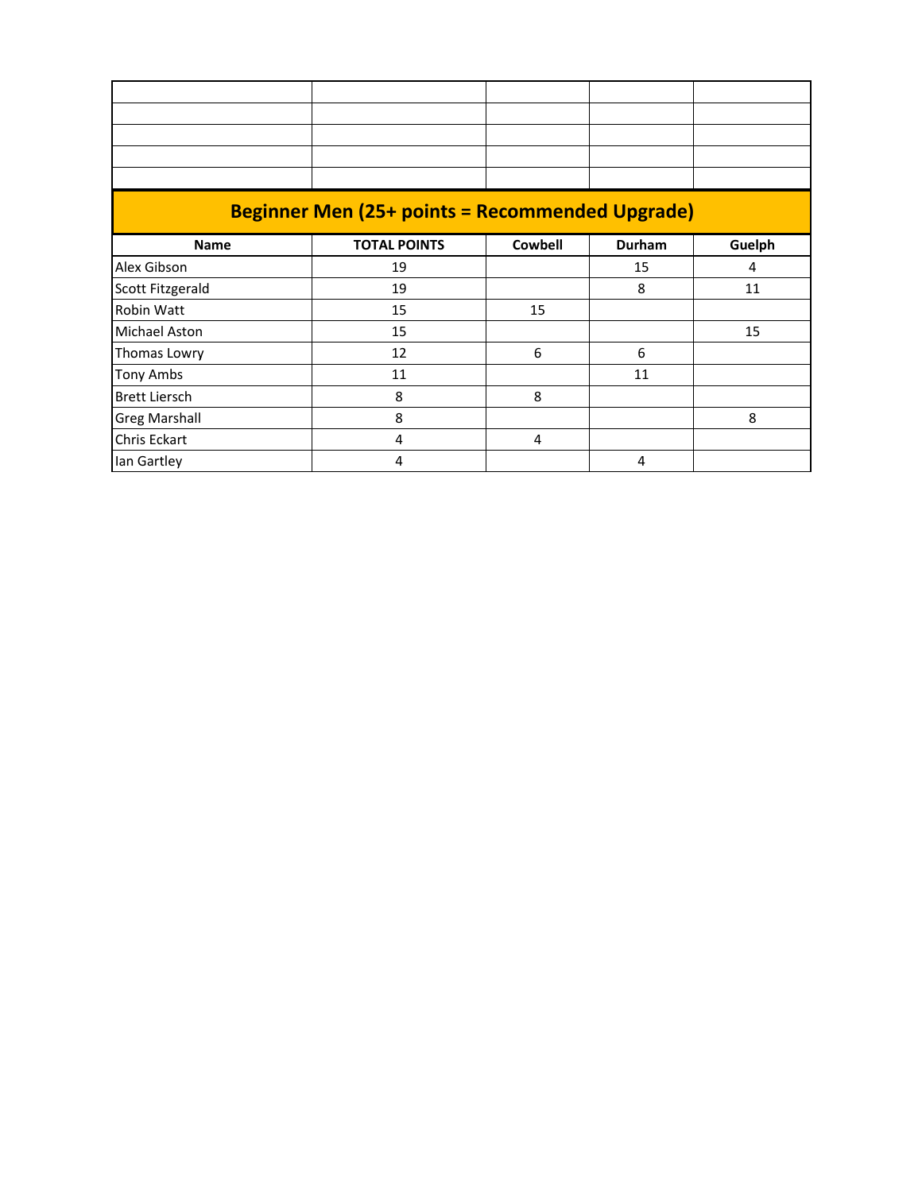## Beginner Men (25+ points = Recommended Upgrade)

| Name | TOTAL POINTS | Cowbell | Durham | Guelph |
|---|---|---|---|---|
| Alex Gibson | 19 | | 15 | 4 |
| Scott Fitzgerald | 19 | | 8 | 11 |
| Robin Watt | 15 | 15 | | |
| Michael Aston | 15 | | | 15 |
| Thomas Lowry | 12 | 6 | 6 | |
| Tony Ambs | 11 | | 11 | |
| Brett Liersch | 8 | 8 | | |
| Greg Marshall | 8 | | | 8 |
| Chris Eckart | 4 | 4 | | |
| Ian Gartley | 4 | | 4 | |